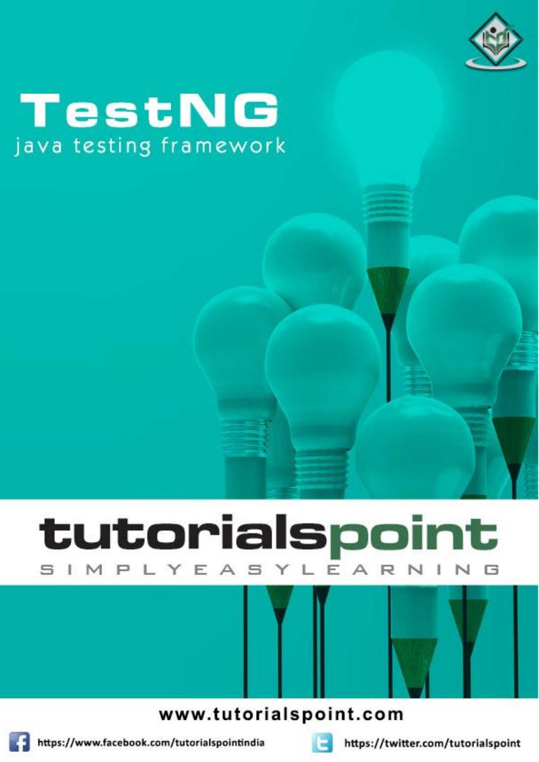# TestNG

java testing framework

tutorialspoint

SIMPLYEASYLEARNING

www.tutorialspoint.com

https://www.facebook.com/tutorialspointindia

https://twitter.com/tutorialspoint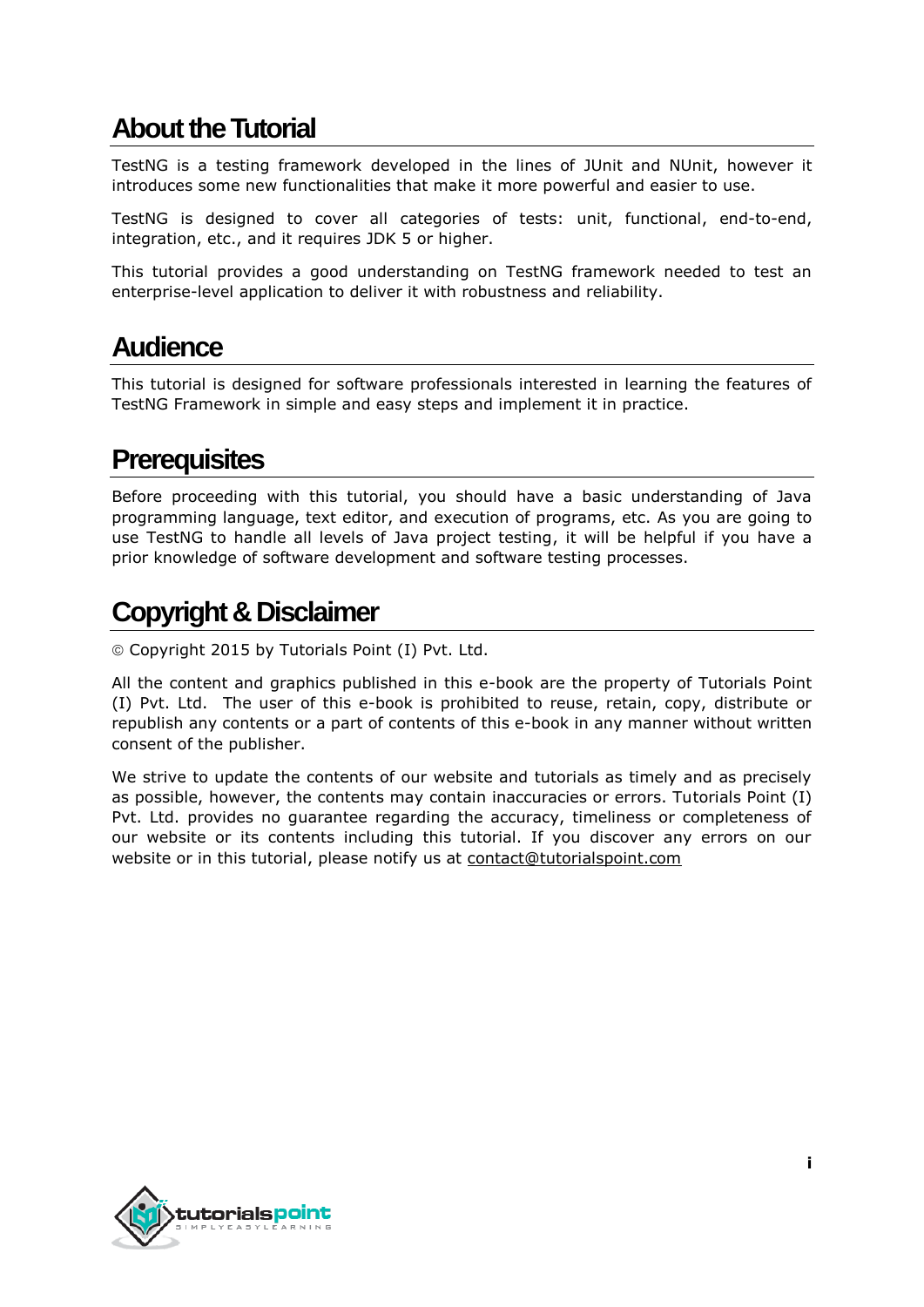# About the Tutorial

TestNG is a testing framework developed in the lines of JUnit and NUnit, however it introduces some new functionalities that make it more powerful and easier to use.

TestNG is designed to cover all categories of tests: unit, functional, end-to-end, integration, etc., and it requires JDK 5 or higher.

This tutorial provides a good understanding on TestNG framework needed to test an enterprise-level application to deliver it with robustness and reliability.

# Audience

This tutorial is designed for software professionals interested in learning the features of TestNG Framework in simple and easy steps and implement it in practice.

# Prerequisites

Before proceeding with this tutorial, you should have a basic understanding of Java programming language, text editor, and execution of programs, etc. As you are going to use TestNG to handle all levels of Java project testing, it will be helpful if you have a prior knowledge of software development and software testing processes.

# Copyright & Disclaimer

© Copyright 2015 by Tutorials Point (I) Pvt. Ltd.

All the content and graphics published in this e-book are the property of Tutorials Point (I) Pvt. Ltd. The user of this e-book is prohibited to reuse, retain, copy, distribute or republish any contents or a part of contents of this e-book in any manner without written consent of the publisher.

We strive to update the contents of our website and tutorials as timely and as precisely as possible, however, the contents may contain inaccuracies or errors. Tutorials Point (I) Pvt. Ltd. provides no guarantee regarding the accuracy, timeliness or completeness of our website or its contents including this tutorial. If you discover any errors on our website or in this tutorial, please notify us at contact@tutorialspoint.com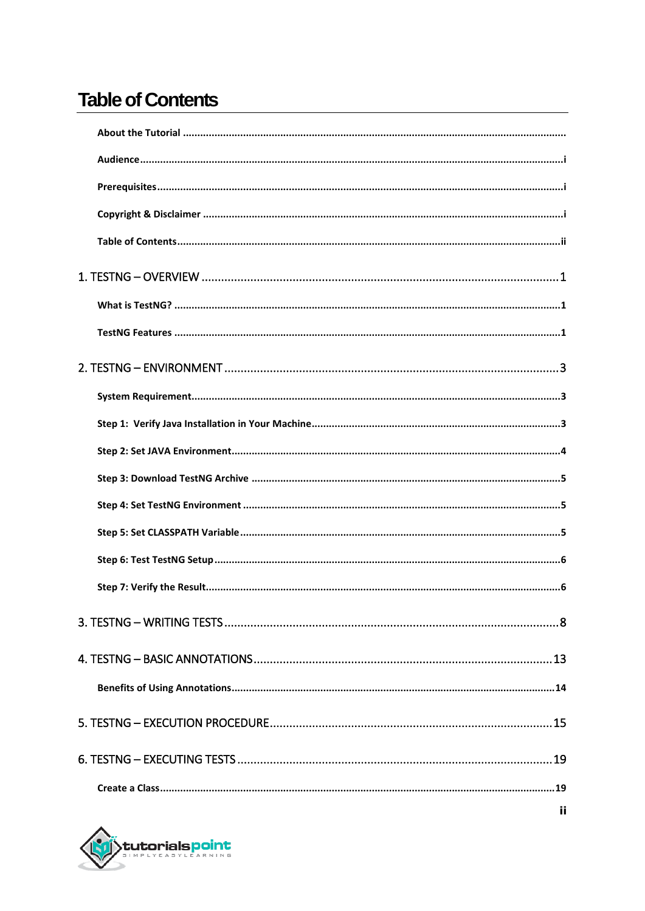# Table of Contents

**About the Tutorial** ....................................................................................................................................

**Audience**..................................................................................................................................................i

**Prerequisites**............................................................................................................................................i

**Copyright & Disclaimer** ............................................................................................................................i

**Table of Contents**.....................................................................................................................................ii

1. TESTNG – OVERVIEW .............................................................................................................1

**What is TestNG?** ......................................................................................................................................1

**TestNG Features** .....................................................................................................................................1

2. TESTNG – ENVIRONMENT ......................................................................................................3

**System Requirement**................................................................................................................................3

**Step 1: Verify Java Installation in Your Machine**......................................................................................3

**Step 2: Set JAVA Environment**..................................................................................................................4

**Step 3: Download TestNG Archive** ..........................................................................................................5

**Step 4: Set TestNG Environment** .............................................................................................................5

**Step 5: Set CLASSPATH Variable**..............................................................................................................5

**Step 6: Test TestNG Setup**........................................................................................................................6

**Step 7: Verify the Result**...........................................................................................................................6

3. TESTNG – WRITING TESTS ......................................................................................................8

4. TESTNG – BASIC ANNOTATIONS ...........................................................................................13

**Benefits of Using Annotations**...............................................................................................................14

5. TESTNG – EXECUTION PROCEDURE ......................................................................................15

6. TESTNG – EXECUTING TESTS ................................................................................................19

**Create a Class**........................................................................................................................................19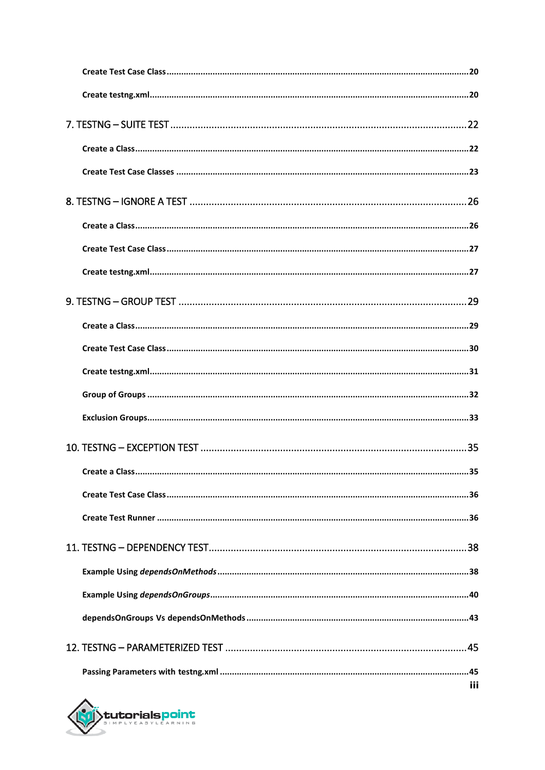**Create Test Case Class** ........................................................................................................................20

**Create testng.xml** ..................................................................................................................................20

7. TESTNG – SUITE TEST ..........................................................................................................22

**Create a Class** ........................................................................................................................................22

**Create Test Case Classes** ......................................................................................................................23

8. TESTNG – IGNORE A TEST ...................................................................................................26

**Create a Class** ........................................................................................................................................26

**Create Test Case Class** ........................................................................................................................27

**Create testng.xml** ..................................................................................................................................27

9. TESTNG – GROUP TEST ........................................................................................................29

**Create a Class** ........................................................................................................................................29

**Create Test Case Class** ........................................................................................................................30

**Create testng.xml** ..................................................................................................................................31

**Group of Groups** ...................................................................................................................................32

**Exclusion Groups** ..................................................................................................................................33

10. TESTNG – EXCEPTION TEST ...............................................................................................35

**Create a Class** ........................................................................................................................................35

**Create Test Case Class** ........................................................................................................................36

**Create Test Runner** ...............................................................................................................................36

11. TESTNG – DEPENDENCY TEST............................................................................................38

**Example Using *dependsOnMethods*** .......................................................................................................38

**Example Using *dependsOnGroups*** ........................................................................................................40

**dependsOnGroups Vs dependsOnMethods** ..............................................................................................43

12. TESTNG – PARAMETERIZED TEST ......................................................................................45

**Passing Parameters with testng.xml** .....................................................................................................45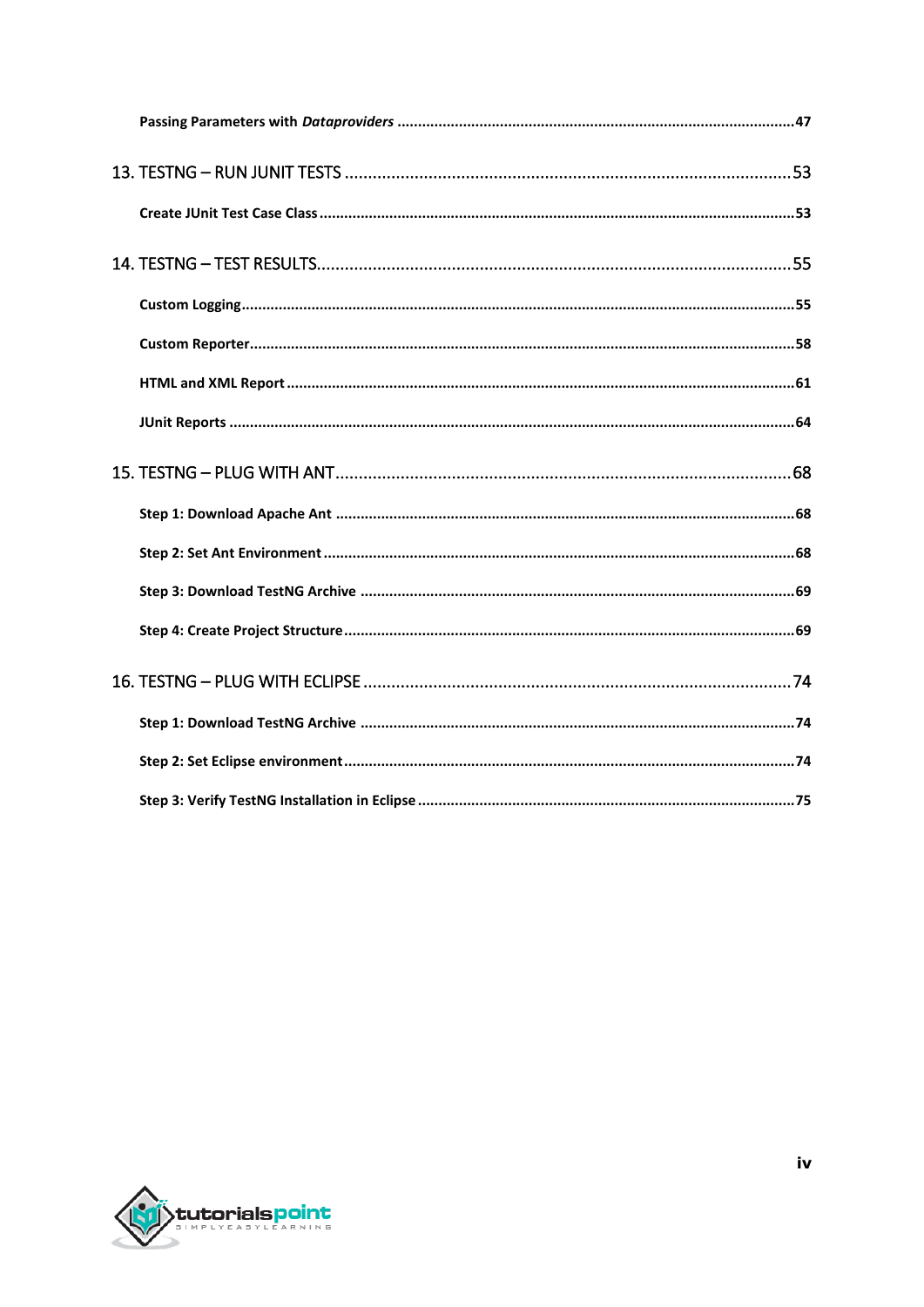**Passing Parameters with *Dataproviders*** ....................................................................................47

13. TESTNG – RUN JUNIT TESTS .....................................................................................53

**Create JUnit Test Case Class** ....................................................................................53

14. TESTNG – TEST RESULTS............................................................................................55

**Custom Logging** ....................................................................................55

**Custom Reporter** ....................................................................................58

**HTML and XML Report** ....................................................................................61

**JUnit Reports** ....................................................................................64

15. TESTNG – PLUG WITH ANT.........................................................................................68

**Step 1: Download Apache Ant** ....................................................................................68

**Step 2: Set Ant Environment** ....................................................................................68

**Step 3: Download TestNG Archive** ....................................................................................69

**Step 4: Create Project Structure** ....................................................................................69

16. TESTNG – PLUG WITH ECLIPSE ...................................................................................74

**Step 1: Download TestNG Archive** ....................................................................................74

**Step 2: Set Eclipse environment** ....................................................................................74

**Step 3: Verify TestNG Installation in Eclipse** ....................................................................................75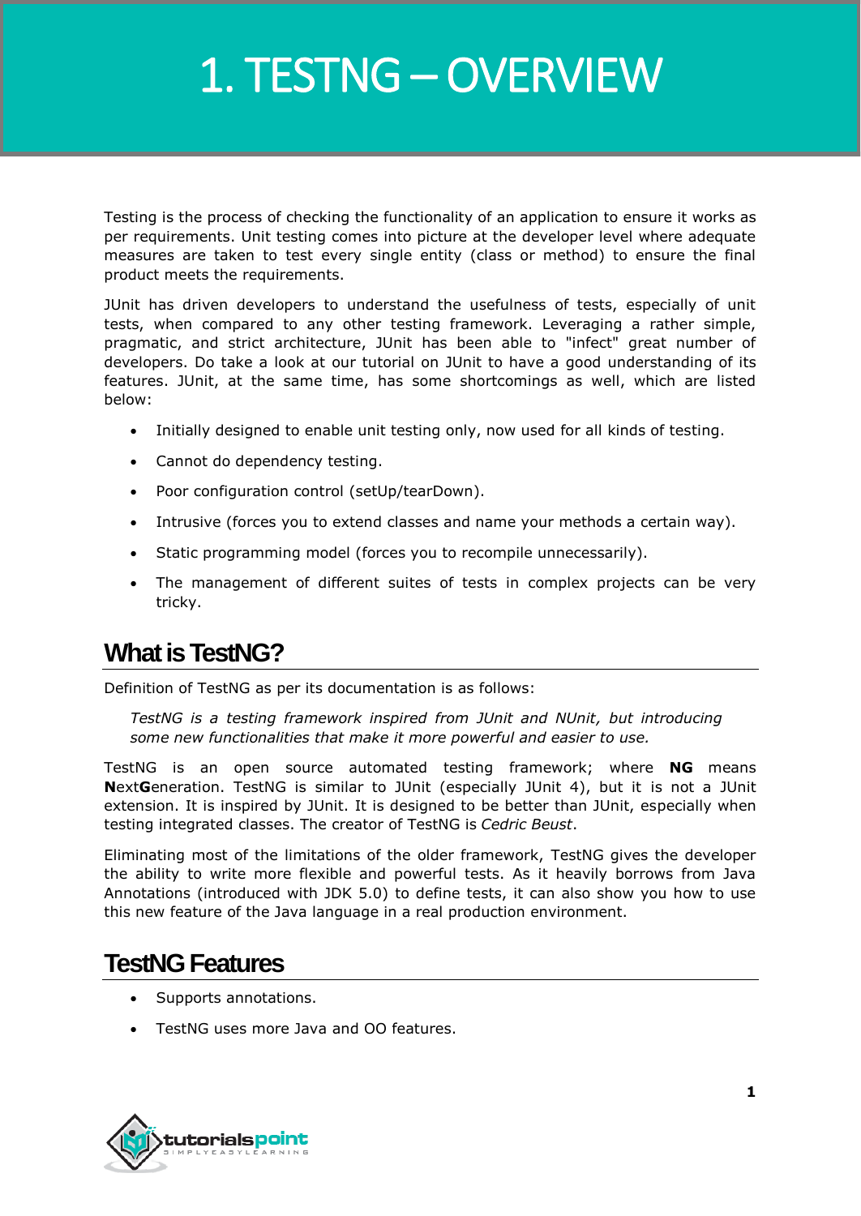# 1. TESTNG – OVERVIEW

Testing is the process of checking the functionality of an application to ensure it works as per requirements. Unit testing comes into picture at the developer level where adequate measures are taken to test every single entity (class or method) to ensure the final product meets the requirements.

JUnit has driven developers to understand the usefulness of tests, especially of unit tests, when compared to any other testing framework. Leveraging a rather simple, pragmatic, and strict architecture, JUnit has been able to "infect" great number of developers. Do take a look at our tutorial on JUnit to have a good understanding of its features. JUnit, at the same time, has some shortcomings as well, which are listed below:

- Initially designed to enable unit testing only, now used for all kinds of testing.
- Cannot do dependency testing.
- Poor configuration control (setUp/tearDown).
- Intrusive (forces you to extend classes and name your methods a certain way).
- Static programming model (forces you to recompile unnecessarily).
- The management of different suites of tests in complex projects can be very tricky.

## What is TestNG?

Definition of TestNG as per its documentation is as follows:

> *TestNG is a testing framework inspired from JUnit and NUnit, but introducing some new functionalities that make it more powerful and easier to use.*

TestNG is an open source automated testing framework; where **NG** means **N**ext**G**eneration. TestNG is similar to JUnit (especially JUnit 4), but it is not a JUnit extension. It is inspired by JUnit. It is designed to be better than JUnit, especially when testing integrated classes. The creator of TestNG is *Cedric Beust*.

Eliminating most of the limitations of the older framework, TestNG gives the developer the ability to write more flexible and powerful tests. As it heavily borrows from Java Annotations (introduced with JDK 5.0) to define tests, it can also show you how to use this new feature of the Java language in a real production environment.

## TestNG Features

- Supports annotations.
- TestNG uses more Java and OO features.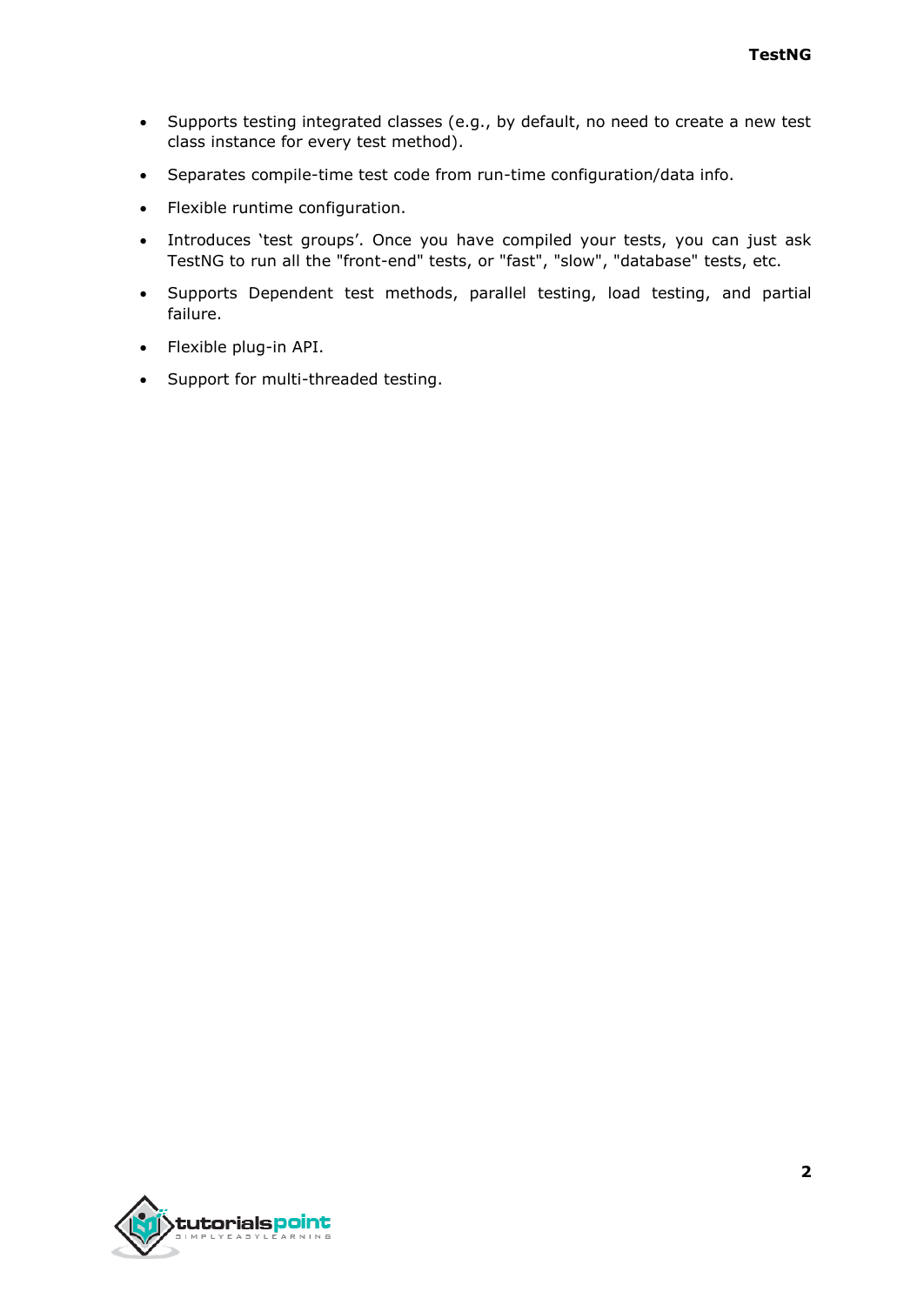- Supports testing integrated classes (e.g., by default, no need to create a new test class instance for every test method).
- Separates compile-time test code from run-time configuration/data info.
- Flexible runtime configuration.
- Introduces 'test groups'. Once you have compiled your tests, you can just ask TestNG to run all the "front-end" tests, or "fast", "slow", "database" tests, etc.
- Supports Dependent test methods, parallel testing, load testing, and partial failure.
- Flexible plug-in API.
- Support for multi-threaded testing.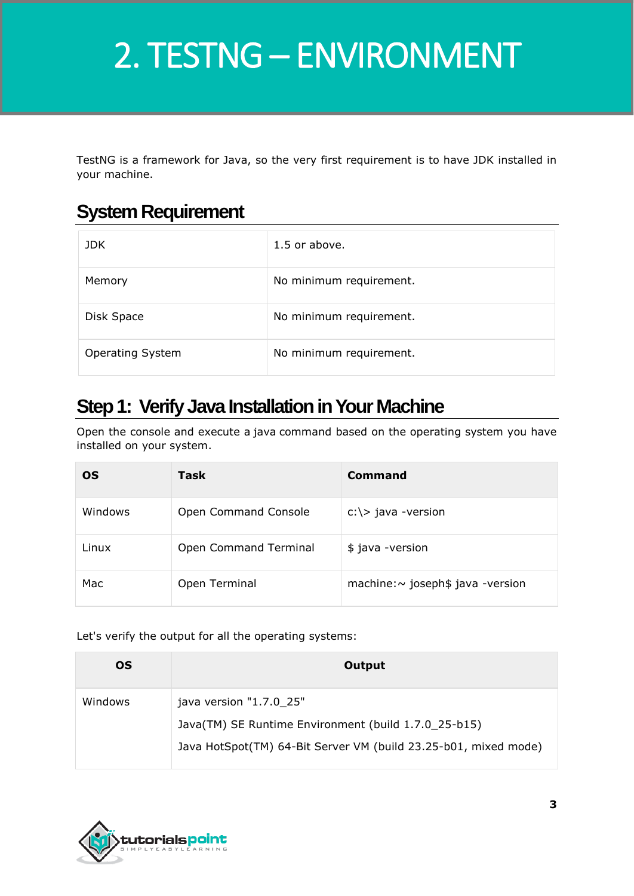# 2. TESTNG – ENVIRONMENT

TestNG is a framework for Java, so the very first requirement is to have JDK installed in your machine.

## System Requirement

| | |
|---|---|
| JDK | 1.5 or above. |
| Memory | No minimum requirement. |
| Disk Space | No minimum requirement. |
| Operating System | No minimum requirement. |

## Step 1: Verify Java Installation in Your Machine

Open the console and execute a java command based on the operating system you have installed on your system.

| OS | Task | Command |
|---|---|---|
| Windows | Open Command Console | c:\> java -version |
| Linux | Open Command Terminal | $ java -version |
| Mac | Open Terminal | machine:~ joseph$ java -version |

Let's verify the output for all the operating systems:

| OS | Output |
|---|---|
| Windows | java version "1.7.0_25"<br>Java(TM) SE Runtime Environment (build 1.7.0_25-b15)<br>Java HotSpot(TM) 64-Bit Server VM (build 23.25-b01, mixed mode) |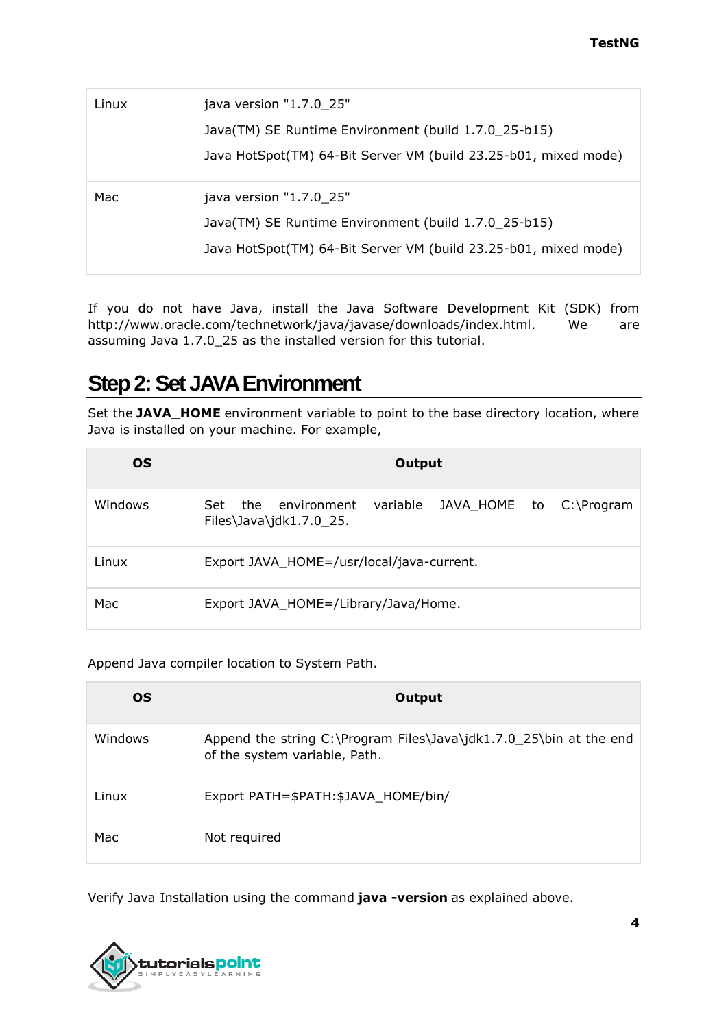| | |
|---|---|
| Linux | java version "1.7.0_25"<br>Java(TM) SE Runtime Environment (build 1.7.0_25-b15)<br>Java HotSpot(TM) 64-Bit Server VM (build 23.25-b01, mixed mode) |
| Mac | java version "1.7.0_25"<br>Java(TM) SE Runtime Environment (build 1.7.0_25-b15)<br>Java HotSpot(TM) 64-Bit Server VM (build 23.25-b01, mixed mode) |

If you do not have Java, install the Java Software Development Kit (SDK) from http://www.oracle.com/technetwork/java/javase/downloads/index.html. We are assuming Java 1.7.0_25 as the installed version for this tutorial.

## Step 2: Set JAVA Environment

Set the **JAVA_HOME** environment variable to point to the base directory location, where Java is installed on your machine. For example,

| OS | Output |
|---|---|
| Windows | Set the environment variable JAVA_HOME to C:\Program Files\Java\jdk1.7.0_25. |
| Linux | Export JAVA_HOME=/usr/local/java-current. |
| Mac | Export JAVA_HOME=/Library/Java/Home. |

Append Java compiler location to System Path.

| OS | Output |
|---|---|
| Windows | Append the string C:\Program Files\Java\jdk1.7.0_25\bin at the end of the system variable, Path. |
| Linux | Export PATH=$PATH:$JAVA_HOME/bin/ |
| Mac | Not required |

Verify Java Installation using the command **java -version** as explained above.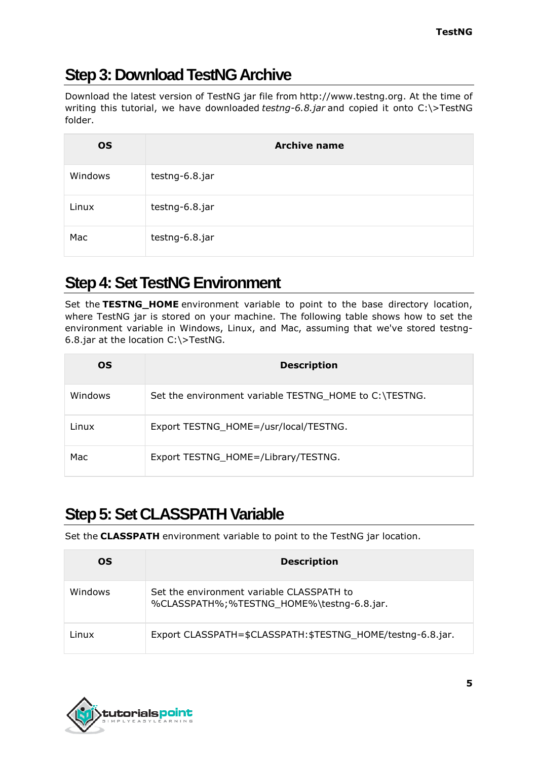## Step 3: Download TestNG Archive

Download the latest version of TestNG jar file from http://www.testng.org. At the time of writing this tutorial, we have downloaded *testng-6.8.jar* and copied it onto C:\>TestNG folder.

| OS | Archive name |
|---|---|
| Windows | testng-6.8.jar |
| Linux | testng-6.8.jar |
| Mac | testng-6.8.jar |

## Step 4: Set TestNG Environment

Set the **TESTNG_HOME** environment variable to point to the base directory location, where TestNG jar is stored on your machine. The following table shows how to set the environment variable in Windows, Linux, and Mac, assuming that we've stored testng-6.8.jar at the location C:\>TestNG.

| OS | Description |
|---|---|
| Windows | Set the environment variable TESTNG_HOME to C:\TESTNG. |
| Linux | Export TESTNG_HOME=/usr/local/TESTNG. |
| Mac | Export TESTNG_HOME=/Library/TESTNG. |

## Step 5: Set CLASSPATH Variable

Set the **CLASSPATH** environment variable to point to the TestNG jar location.

| OS | Description |
|---|---|
| Windows | Set the environment variable CLASSPATH to %CLASSPATH%;%TESTNG_HOME%\testng-6.8.jar. |
| Linux | Export CLASSPATH=$CLASSPATH:$TESTNG_HOME/testng-6.8.jar. |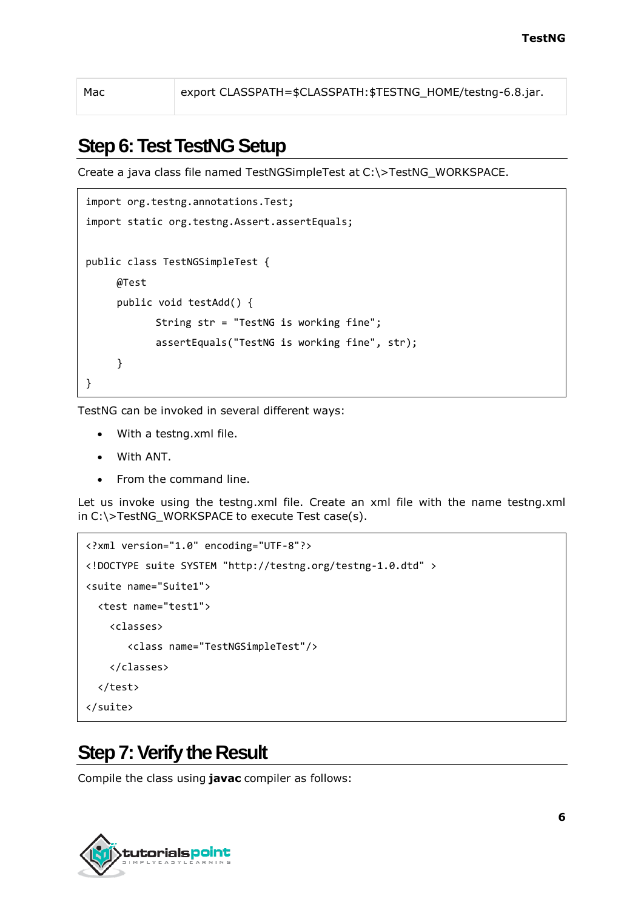| Mac | export CLASSPATH=$CLASSPATH:$TESTNG_HOME/testng-6.8.jar. |
|---|---|

## Step 6: Test TestNG Setup

Create a java class file named TestNGSimpleTest at C:\>TestNG_WORKSPACE.

```
import org.testng.annotations.Test;
import static org.testng.Assert.assertEquals;

public class TestNGSimpleTest {
     @Test
     public void testAdd() {
            String str = "TestNG is working fine";
            assertEquals("TestNG is working fine", str);
     }
}
```

TestNG can be invoked in several different ways:

- With a testng.xml file.
- With ANT.
- From the command line.

Let us invoke using the testng.xml file. Create an xml file with the name testng.xml in C:\>TestNG_WORKSPACE to execute Test case(s).

```
<?xml version="1.0" encoding="UTF-8"?>
<!DOCTYPE suite SYSTEM "http://testng.org/testng-1.0.dtd" >
<suite name="Suite1">
  <test name="test1">
    <classes>
       <class name="TestNGSimpleTest"/>
    </classes>
  </test>
</suite>
```

## Step 7: Verify the Result

Compile the class using **javac** compiler as follows: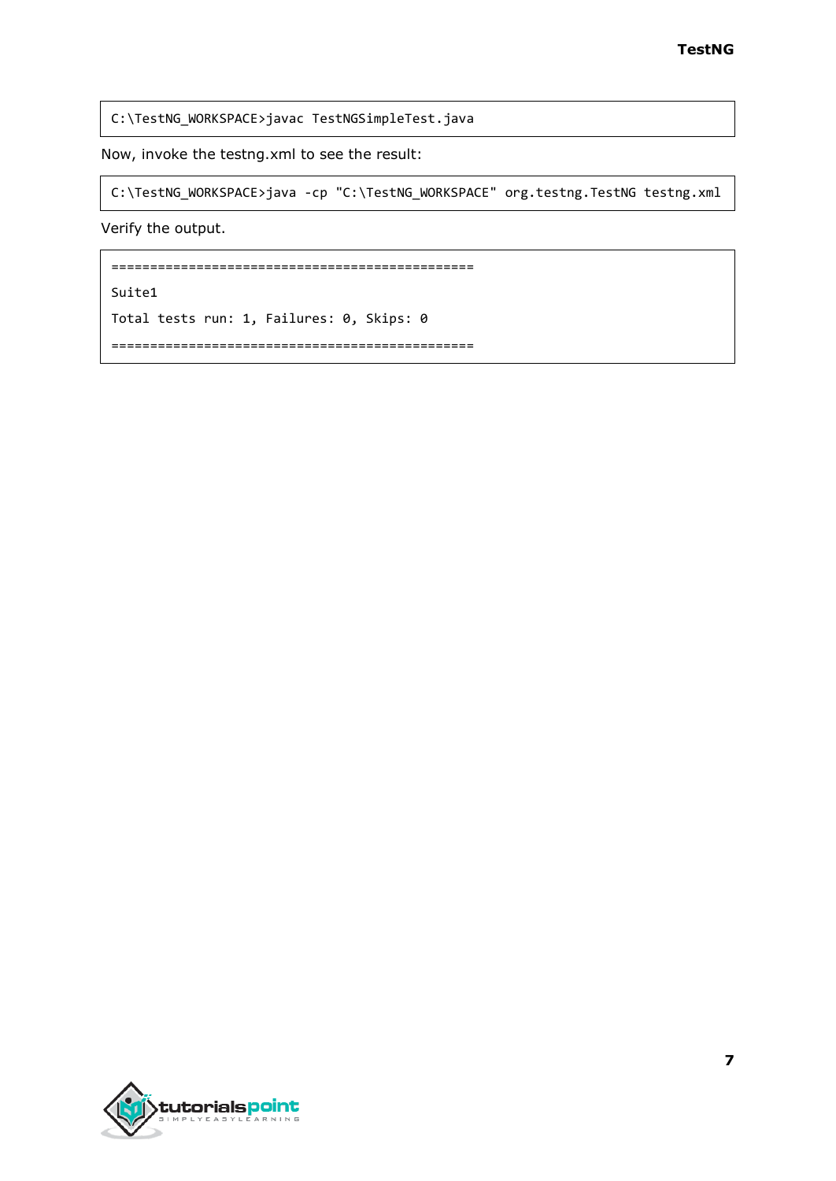```
C:\TestNG_WORKSPACE>javac TestNGSimpleTest.java
```

Now, invoke the testng.xml to see the result:

```
C:\TestNG_WORKSPACE>java -cp "C:\TestNG_WORKSPACE" org.testng.TestNG testng.xml
```

Verify the output.

```
===============================================
Suite1
Total tests run: 1, Failures: 0, Skips: 0
===============================================
```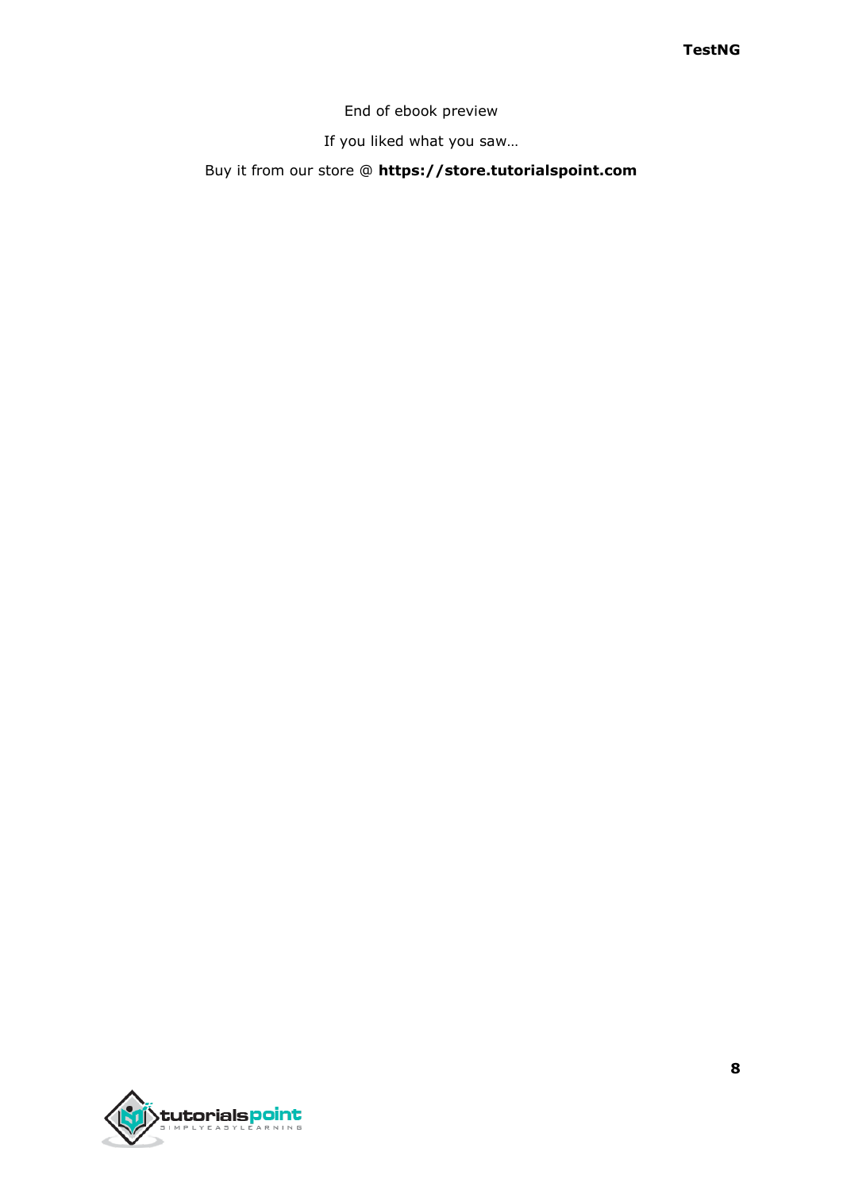End of ebook preview

If you liked what you saw…

Buy it from our store @ **https://store.tutorialspoint.com**